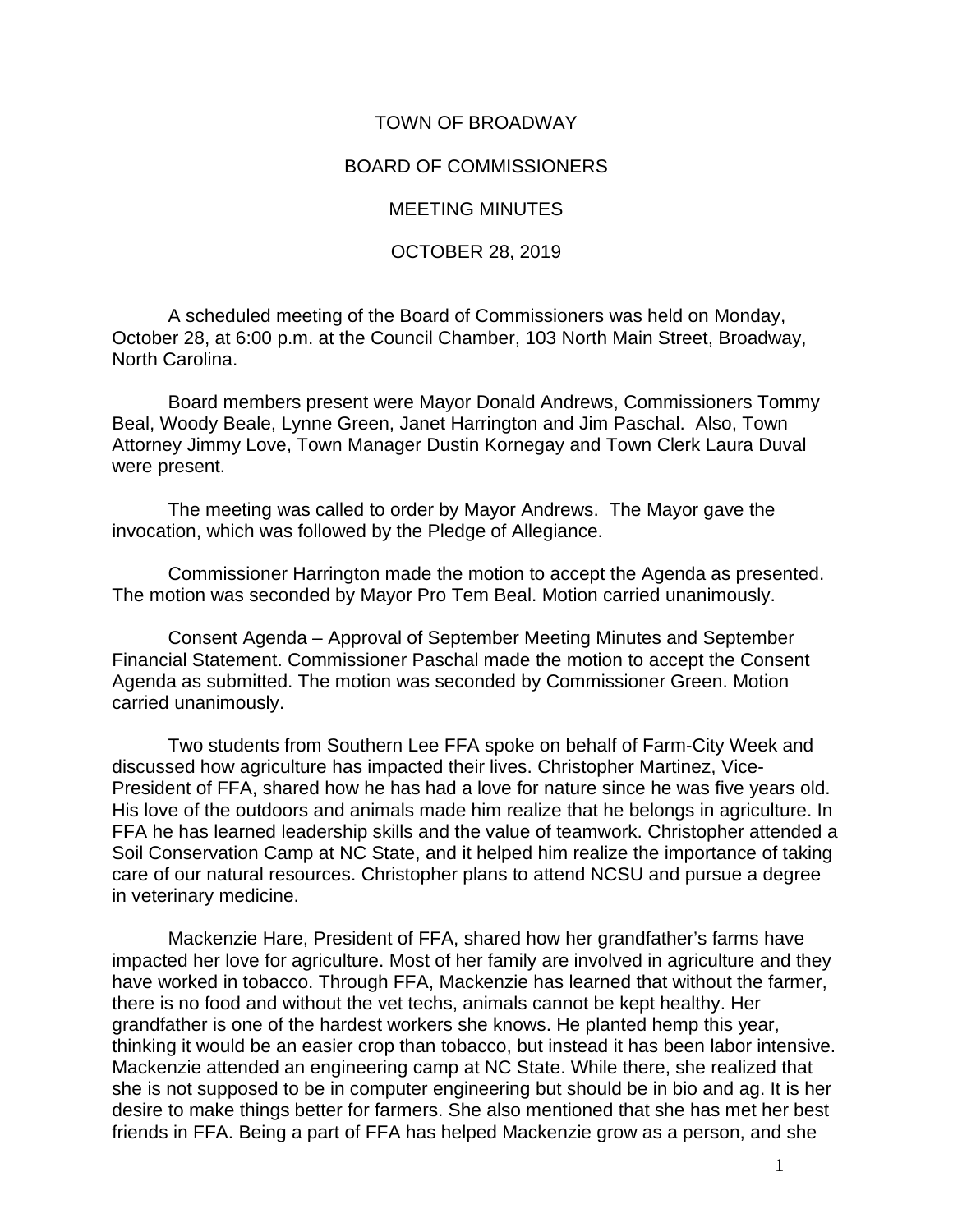# TOWN OF BROADWAY

## BOARD OF COMMISSIONERS

## MEETING MINUTES

## OCTOBER 28, 2019

A scheduled meeting of the Board of Commissioners was held on Monday, October 28, at 6:00 p.m. at the Council Chamber, 103 North Main Street, Broadway, North Carolina.

Board members present were Mayor Donald Andrews, Commissioners Tommy Beal, Woody Beale, Lynne Green, Janet Harrington and Jim Paschal. Also, Town Attorney Jimmy Love, Town Manager Dustin Kornegay and Town Clerk Laura Duval were present.

The meeting was called to order by Mayor Andrews. The Mayor gave the invocation, which was followed by the Pledge of Allegiance.

Commissioner Harrington made the motion to accept the Agenda as presented. The motion was seconded by Mayor Pro Tem Beal. Motion carried unanimously.

Consent Agenda – Approval of September Meeting Minutes and September Financial Statement. Commissioner Paschal made the motion to accept the Consent Agenda as submitted. The motion was seconded by Commissioner Green. Motion carried unanimously.

Two students from Southern Lee FFA spoke on behalf of Farm-City Week and discussed how agriculture has impacted their lives. Christopher Martinez, Vice-President of FFA, shared how he has had a love for nature since he was five years old. His love of the outdoors and animals made him realize that he belongs in agriculture. In FFA he has learned leadership skills and the value of teamwork. Christopher attended a Soil Conservation Camp at NC State, and it helped him realize the importance of taking care of our natural resources. Christopher plans to attend NCSU and pursue a degree in veterinary medicine.

Mackenzie Hare, President of FFA, shared how her grandfather's farms have impacted her love for agriculture. Most of her family are involved in agriculture and they have worked in tobacco. Through FFA, Mackenzie has learned that without the farmer, there is no food and without the vet techs, animals cannot be kept healthy. Her grandfather is one of the hardest workers she knows. He planted hemp this year, thinking it would be an easier crop than tobacco, but instead it has been labor intensive. Mackenzie attended an engineering camp at NC State. While there, she realized that she is not supposed to be in computer engineering but should be in bio and ag. It is her desire to make things better for farmers. She also mentioned that she has met her best friends in FFA. Being a part of FFA has helped Mackenzie grow as a person, and she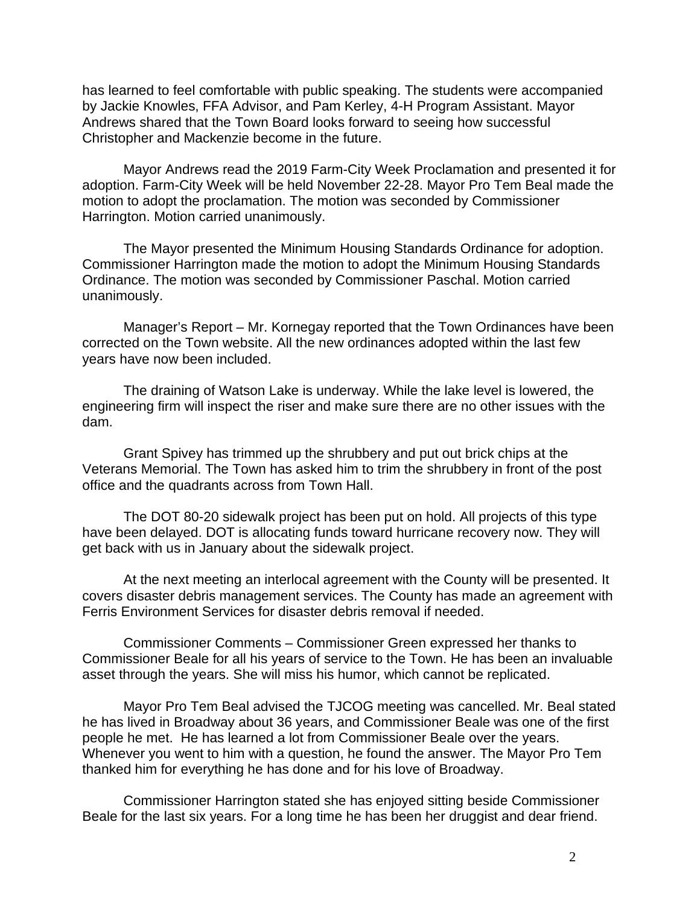has learned to feel comfortable with public speaking. The students were accompanied by Jackie Knowles, FFA Advisor, and Pam Kerley, 4-H Program Assistant. Mayor Andrews shared that the Town Board looks forward to seeing how successful Christopher and Mackenzie become in the future.

Mayor Andrews read the 2019 Farm-City Week Proclamation and presented it for adoption. Farm-City Week will be held November 22-28. Mayor Pro Tem Beal made the motion to adopt the proclamation. The motion was seconded by Commissioner Harrington. Motion carried unanimously.

The Mayor presented the Minimum Housing Standards Ordinance for adoption. Commissioner Harrington made the motion to adopt the Minimum Housing Standards Ordinance. The motion was seconded by Commissioner Paschal. Motion carried unanimously.

Manager's Report – Mr. Kornegay reported that the Town Ordinances have been corrected on the Town website. All the new ordinances adopted within the last few years have now been included.

The draining of Watson Lake is underway. While the lake level is lowered, the engineering firm will inspect the riser and make sure there are no other issues with the dam.

Grant Spivey has trimmed up the shrubbery and put out brick chips at the Veterans Memorial. The Town has asked him to trim the shrubbery in front of the post office and the quadrants across from Town Hall.

The DOT 80-20 sidewalk project has been put on hold. All projects of this type have been delayed. DOT is allocating funds toward hurricane recovery now. They will get back with us in January about the sidewalk project.

At the next meeting an interlocal agreement with the County will be presented. It covers disaster debris management services. The County has made an agreement with Ferris Environment Services for disaster debris removal if needed.

Commissioner Comments – Commissioner Green expressed her thanks to Commissioner Beale for all his years of service to the Town. He has been an invaluable asset through the years. She will miss his humor, which cannot be replicated.

Mayor Pro Tem Beal advised the TJCOG meeting was cancelled. Mr. Beal stated he has lived in Broadway about 36 years, and Commissioner Beale was one of the first people he met. He has learned a lot from Commissioner Beale over the years. Whenever you went to him with a question, he found the answer. The Mayor Pro Tem thanked him for everything he has done and for his love of Broadway.

Commissioner Harrington stated she has enjoyed sitting beside Commissioner Beale for the last six years. For a long time he has been her druggist and dear friend.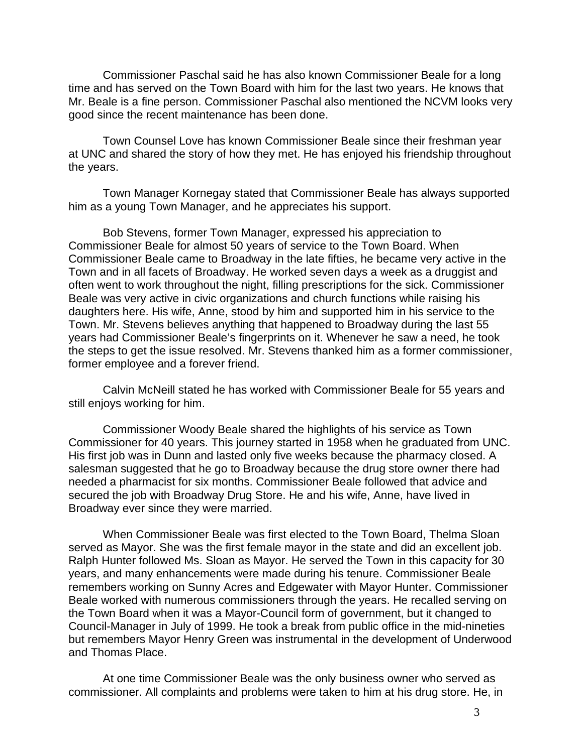Commissioner Paschal said he has also known Commissioner Beale for a long time and has served on the Town Board with him for the last two years. He knows that Mr. Beale is a fine person. Commissioner Paschal also mentioned the NCVM looks very good since the recent maintenance has been done.

Town Counsel Love has known Commissioner Beale since their freshman year at UNC and shared the story of how they met. He has enjoyed his friendship throughout the years.

Town Manager Kornegay stated that Commissioner Beale has always supported him as a young Town Manager, and he appreciates his support.

Bob Stevens, former Town Manager, expressed his appreciation to Commissioner Beale for almost 50 years of service to the Town Board. When Commissioner Beale came to Broadway in the late fifties, he became very active in the Town and in all facets of Broadway. He worked seven days a week as a druggist and often went to work throughout the night, filling prescriptions for the sick. Commissioner Beale was very active in civic organizations and church functions while raising his daughters here. His wife, Anne, stood by him and supported him in his service to the Town. Mr. Stevens believes anything that happened to Broadway during the last 55 years had Commissioner Beale's fingerprints on it. Whenever he saw a need, he took the steps to get the issue resolved. Mr. Stevens thanked him as a former commissioner, former employee and a forever friend.

Calvin McNeill stated he has worked with Commissioner Beale for 55 years and still enjoys working for him.

Commissioner Woody Beale shared the highlights of his service as Town Commissioner for 40 years. This journey started in 1958 when he graduated from UNC. His first job was in Dunn and lasted only five weeks because the pharmacy closed. A salesman suggested that he go to Broadway because the drug store owner there had needed a pharmacist for six months. Commissioner Beale followed that advice and secured the job with Broadway Drug Store. He and his wife, Anne, have lived in Broadway ever since they were married.

When Commissioner Beale was first elected to the Town Board, Thelma Sloan served as Mayor. She was the first female mayor in the state and did an excellent job. Ralph Hunter followed Ms. Sloan as Mayor. He served the Town in this capacity for 30 years, and many enhancements were made during his tenure. Commissioner Beale remembers working on Sunny Acres and Edgewater with Mayor Hunter. Commissioner Beale worked with numerous commissioners through the years. He recalled serving on the Town Board when it was a Mayor-Council form of government, but it changed to Council-Manager in July of 1999. He took a break from public office in the mid-nineties but remembers Mayor Henry Green was instrumental in the development of Underwood and Thomas Place.

At one time Commissioner Beale was the only business owner who served as commissioner. All complaints and problems were taken to him at his drug store. He, in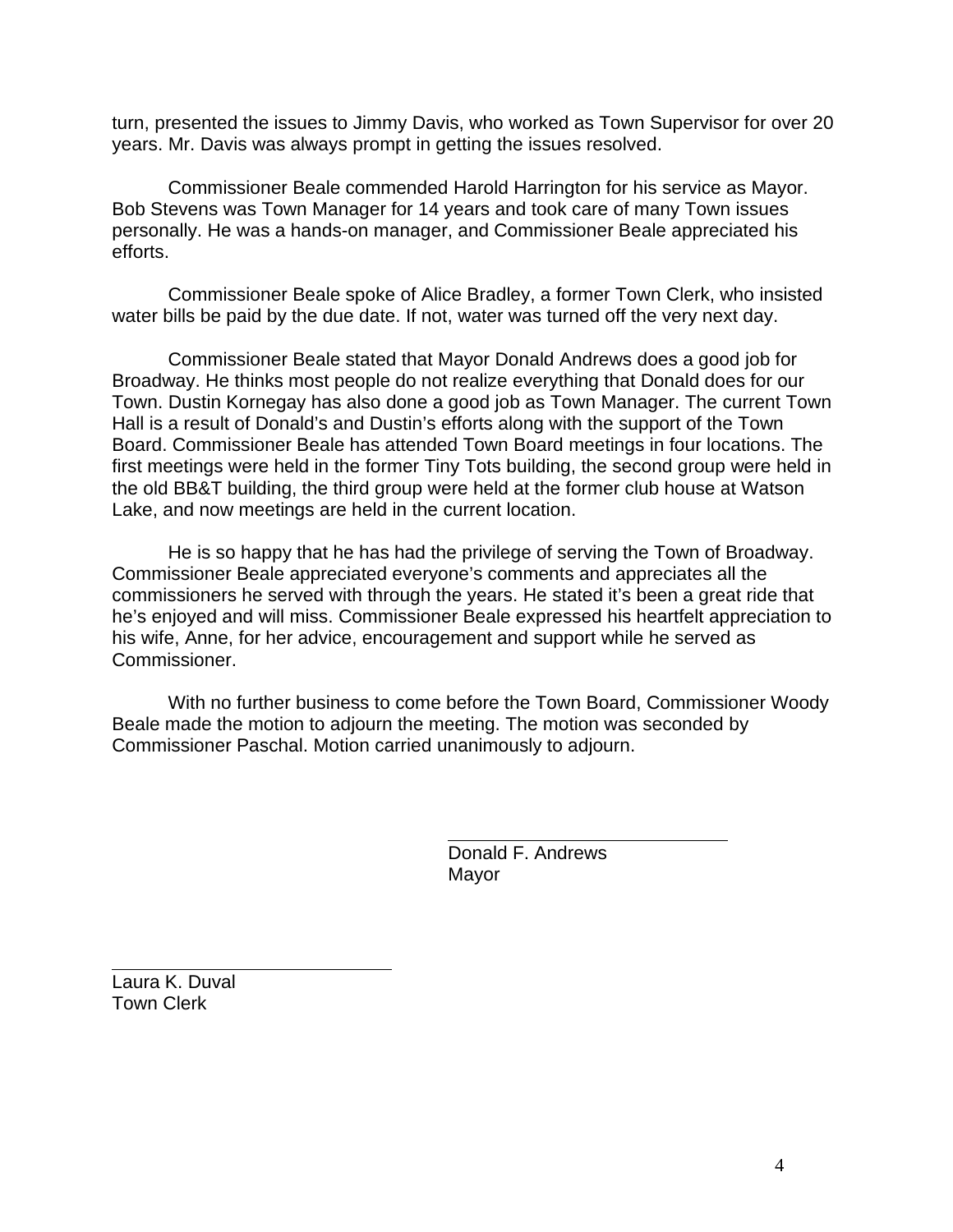turn, presented the issues to Jimmy Davis, who worked as Town Supervisor for over 20 years. Mr. Davis was always prompt in getting the issues resolved.

Commissioner Beale commended Harold Harrington for his service as Mayor. Bob Stevens was Town Manager for 14 years and took care of many Town issues personally. He was a hands-on manager, and Commissioner Beale appreciated his efforts.

Commissioner Beale spoke of Alice Bradley, a former Town Clerk, who insisted water bills be paid by the due date. If not, water was turned off the very next day.

Commissioner Beale stated that Mayor Donald Andrews does a good job for Broadway. He thinks most people do not realize everything that Donald does for our Town. Dustin Kornegay has also done a good job as Town Manager. The current Town Hall is a result of Donald's and Dustin's efforts along with the support of the Town Board. Commissioner Beale has attended Town Board meetings in four locations. The first meetings were held in the former Tiny Tots building, the second group were held in the old BB&T building, the third group were held at the former club house at Watson Lake, and now meetings are held in the current location.

He is so happy that he has had the privilege of serving the Town of Broadway. Commissioner Beale appreciated everyone's comments and appreciates all the commissioners he served with through the years. He stated it's been a great ride that he's enjoyed and will miss. Commissioner Beale expressed his heartfelt appreciation to his wife, Anne, for her advice, encouragement and support while he served as Commissioner.

With no further business to come before the Town Board, Commissioner Woody Beale made the motion to adjourn the meeting. The motion was seconded by Commissioner Paschal. Motion carried unanimously to adjourn.

Donald F. Andrews
Mayor

Laura K. Duval
Town Clerk